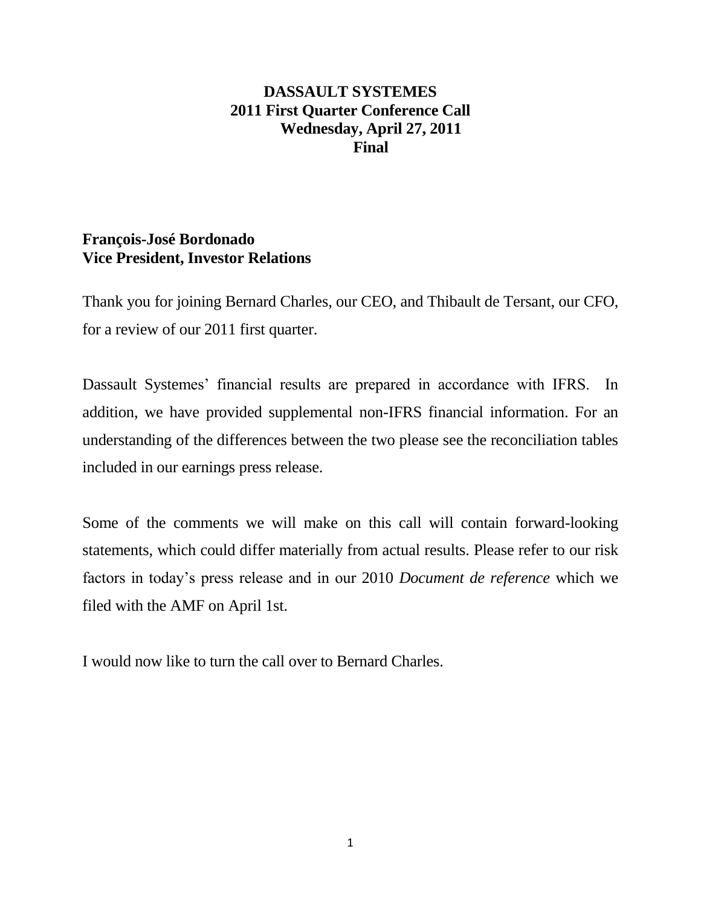# DASSAULT SYSTEMES
## 2011 First Quarter Conference Call
### Wednesday, April 27, 2011
### Final

**François-José Bordonado**
**Vice President, Investor Relations**

Thank you for joining Bernard Charles, our CEO, and Thibault de Tersant, our CFO, for a review of our 2011 first quarter.

Dassault Systemes' financial results are prepared in accordance with IFRS. In addition, we have provided supplemental non-IFRS financial information. For an understanding of the differences between the two please see the reconciliation tables included in our earnings press release.

Some of the comments we will make on this call will contain forward-looking statements, which could differ materially from actual results. Please refer to our risk factors in today's press release and in our 2010 *Document de reference* which we filed with the AMF on April 1st.

I would now like to turn the call over to Bernard Charles.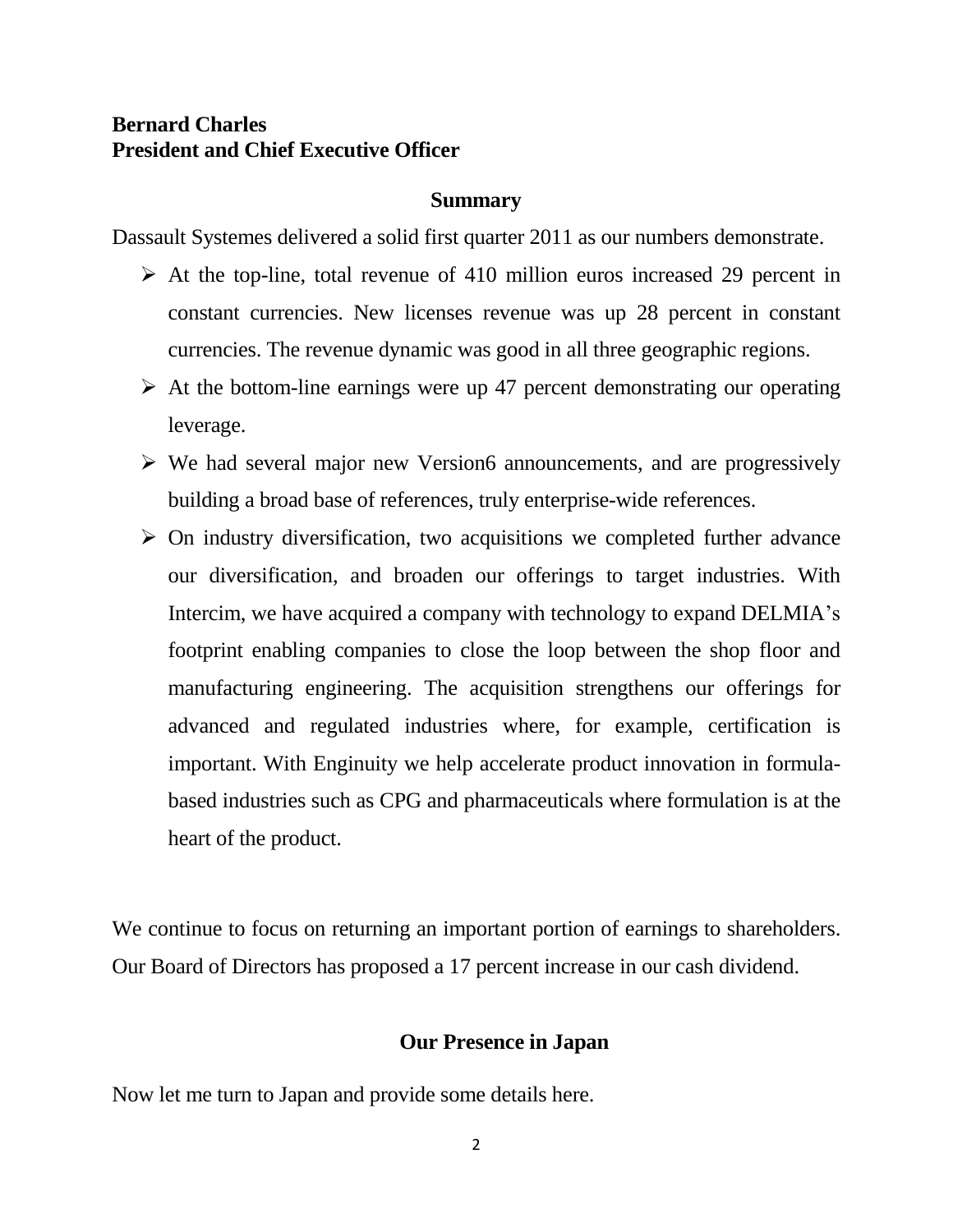**Bernard Charles**
**President and Chief Executive Officer**

## Summary

Dassault Systemes delivered a solid first quarter 2011 as our numbers demonstrate.

- At the top-line, total revenue of 410 million euros increased 29 percent in constant currencies. New licenses revenue was up 28 percent in constant currencies. The revenue dynamic was good in all three geographic regions.
- At the bottom-line earnings were up 47 percent demonstrating our operating leverage.
- We had several major new Version6 announcements, and are progressively building a broad base of references, truly enterprise-wide references.
- On industry diversification, two acquisitions we completed further advance our diversification, and broaden our offerings to target industries. With Intercim, we have acquired a company with technology to expand DELMIA's footprint enabling companies to close the loop between the shop floor and manufacturing engineering. The acquisition strengthens our offerings for advanced and regulated industries where, for example, certification is important. With Enginuity we help accelerate product innovation in formula-based industries such as CPG and pharmaceuticals where formulation is at the heart of the product.

We continue to focus on returning an important portion of earnings to shareholders. Our Board of Directors has proposed a 17 percent increase in our cash dividend.

## Our Presence in Japan

Now let me turn to Japan and provide some details here.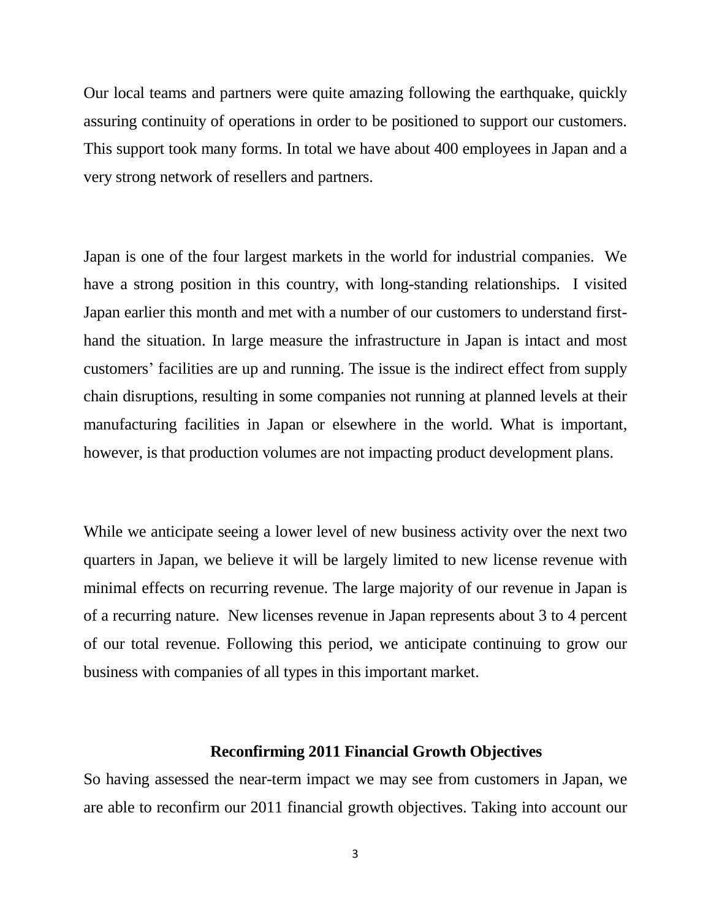Our local teams and partners were quite amazing following the earthquake, quickly assuring continuity of operations in order to be positioned to support our customers. This support took many forms. In total we have about 400 employees in Japan and a very strong network of resellers and partners.

Japan is one of the four largest markets in the world for industrial companies. We have a strong position in this country, with long-standing relationships. I visited Japan earlier this month and met with a number of our customers to understand first-hand the situation. In large measure the infrastructure in Japan is intact and most customers' facilities are up and running. The issue is the indirect effect from supply chain disruptions, resulting in some companies not running at planned levels at their manufacturing facilities in Japan or elsewhere in the world. What is important, however, is that production volumes are not impacting product development plans.

While we anticipate seeing a lower level of new business activity over the next two quarters in Japan, we believe it will be largely limited to new license revenue with minimal effects on recurring revenue. The large majority of our revenue in Japan is of a recurring nature. New licenses revenue in Japan represents about 3 to 4 percent of our total revenue. Following this period, we anticipate continuing to grow our business with companies of all types in this important market.

## Reconfirming 2011 Financial Growth Objectives

So having assessed the near-term impact we may see from customers in Japan, we are able to reconfirm our 2011 financial growth objectives. Taking into account our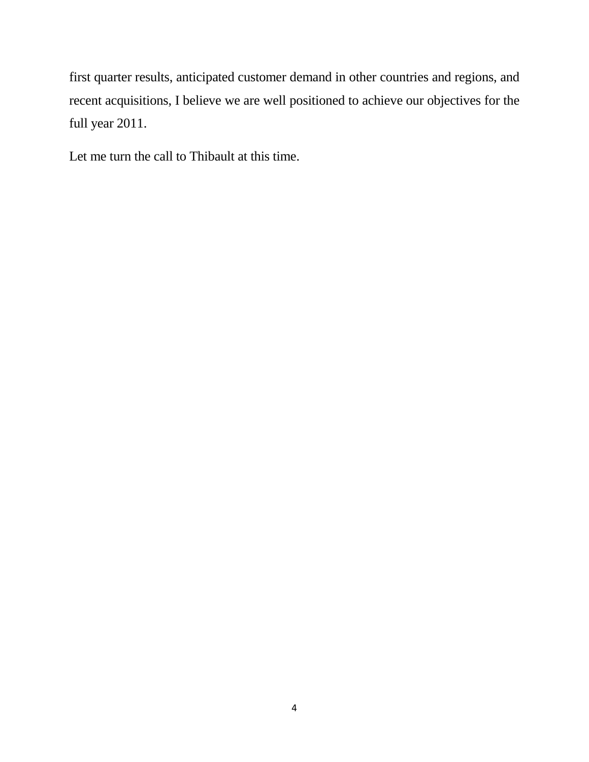first quarter results, anticipated customer demand in other countries and regions, and recent acquisitions, I believe we are well positioned to achieve our objectives for the full year 2011.

Let me turn the call to Thibault at this time.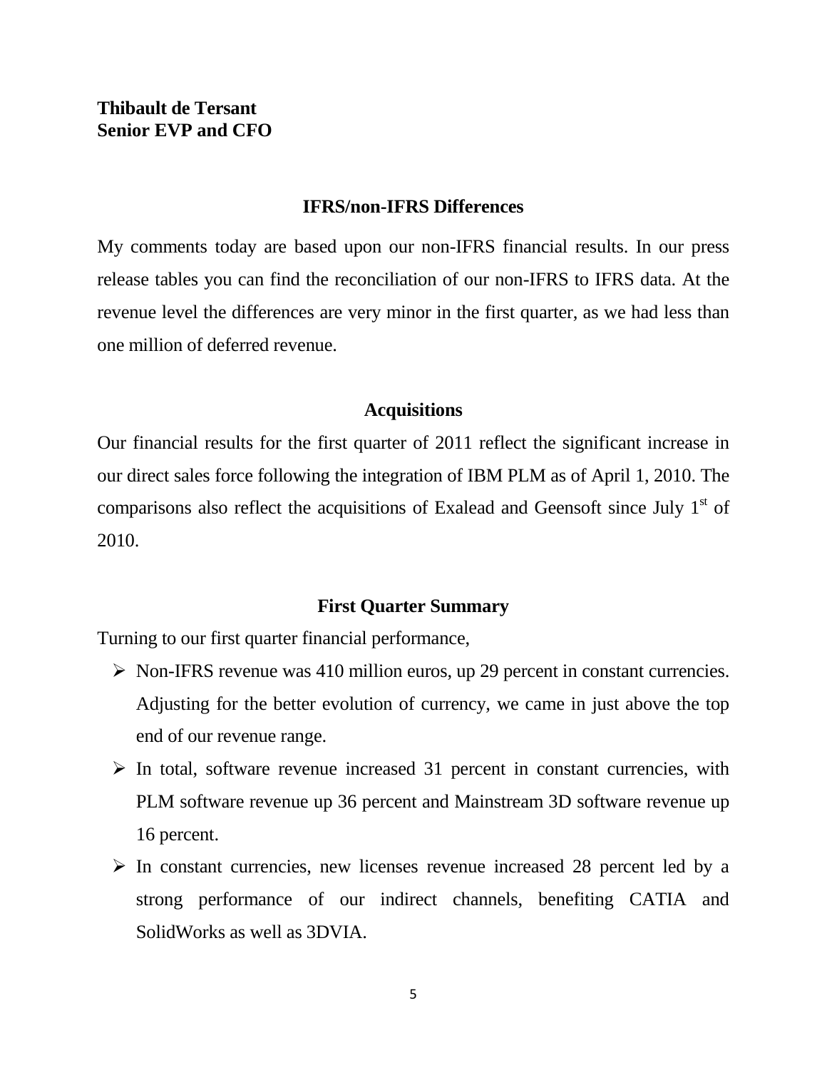**Thibault de Tersant**
**Senior EVP and CFO**

## IFRS/non-IFRS Differences

My comments today are based upon our non-IFRS financial results. In our press release tables you can find the reconciliation of our non-IFRS to IFRS data. At the revenue level the differences are very minor in the first quarter, as we had less than one million of deferred revenue.

## Acquisitions

Our financial results for the first quarter of 2011 reflect the significant increase in our direct sales force following the integration of IBM PLM as of April 1, 2010. The comparisons also reflect the acquisitions of Exalead and Geensoft since July 1st of 2010.

## First Quarter Summary

Turning to our first quarter financial performance,

- Non-IFRS revenue was 410 million euros, up 29 percent in constant currencies. Adjusting for the better evolution of currency, we came in just above the top end of our revenue range.
- In total, software revenue increased 31 percent in constant currencies, with PLM software revenue up 36 percent and Mainstream 3D software revenue up 16 percent.
- In constant currencies, new licenses revenue increased 28 percent led by a strong performance of our indirect channels, benefiting CATIA and SolidWorks as well as 3DVIA.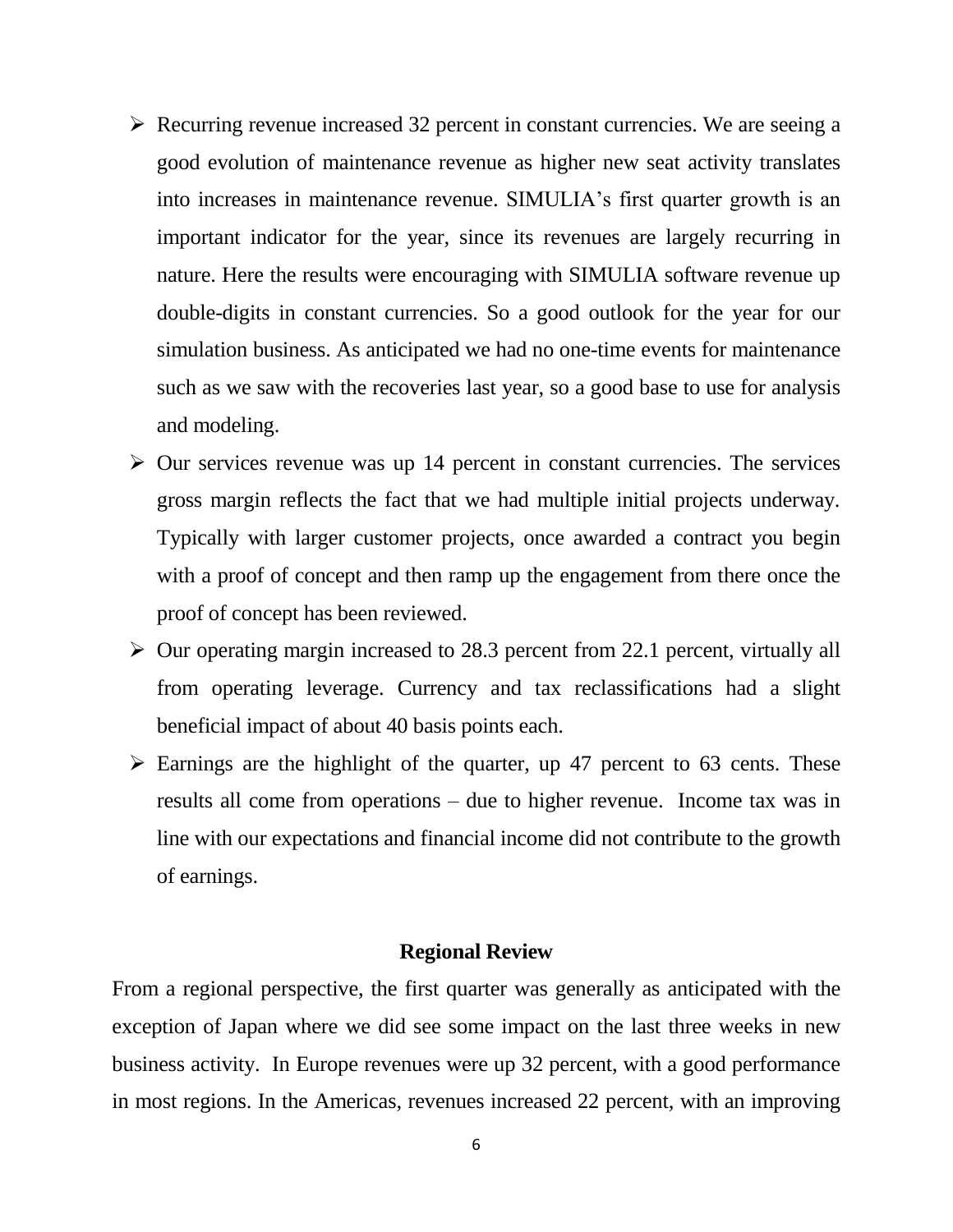- Recurring revenue increased 32 percent in constant currencies. We are seeing a good evolution of maintenance revenue as higher new seat activity translates into increases in maintenance revenue. SIMULIA's first quarter growth is an important indicator for the year, since its revenues are largely recurring in nature. Here the results were encouraging with SIMULIA software revenue up double-digits in constant currencies. So a good outlook for the year for our simulation business. As anticipated we had no one-time events for maintenance such as we saw with the recoveries last year, so a good base to use for analysis and modeling.
- Our services revenue was up 14 percent in constant currencies. The services gross margin reflects the fact that we had multiple initial projects underway. Typically with larger customer projects, once awarded a contract you begin with a proof of concept and then ramp up the engagement from there once the proof of concept has been reviewed.
- Our operating margin increased to 28.3 percent from 22.1 percent, virtually all from operating leverage. Currency and tax reclassifications had a slight beneficial impact of about 40 basis points each.
- Earnings are the highlight of the quarter, up 47 percent to 63 cents. These results all come from operations – due to higher revenue. Income tax was in line with our expectations and financial income did not contribute to the growth of earnings.

**Regional Review**

From a regional perspective, the first quarter was generally as anticipated with the exception of Japan where we did see some impact on the last three weeks in new business activity. In Europe revenues were up 32 percent, with a good performance in most regions. In the Americas, revenues increased 22 percent, with an improving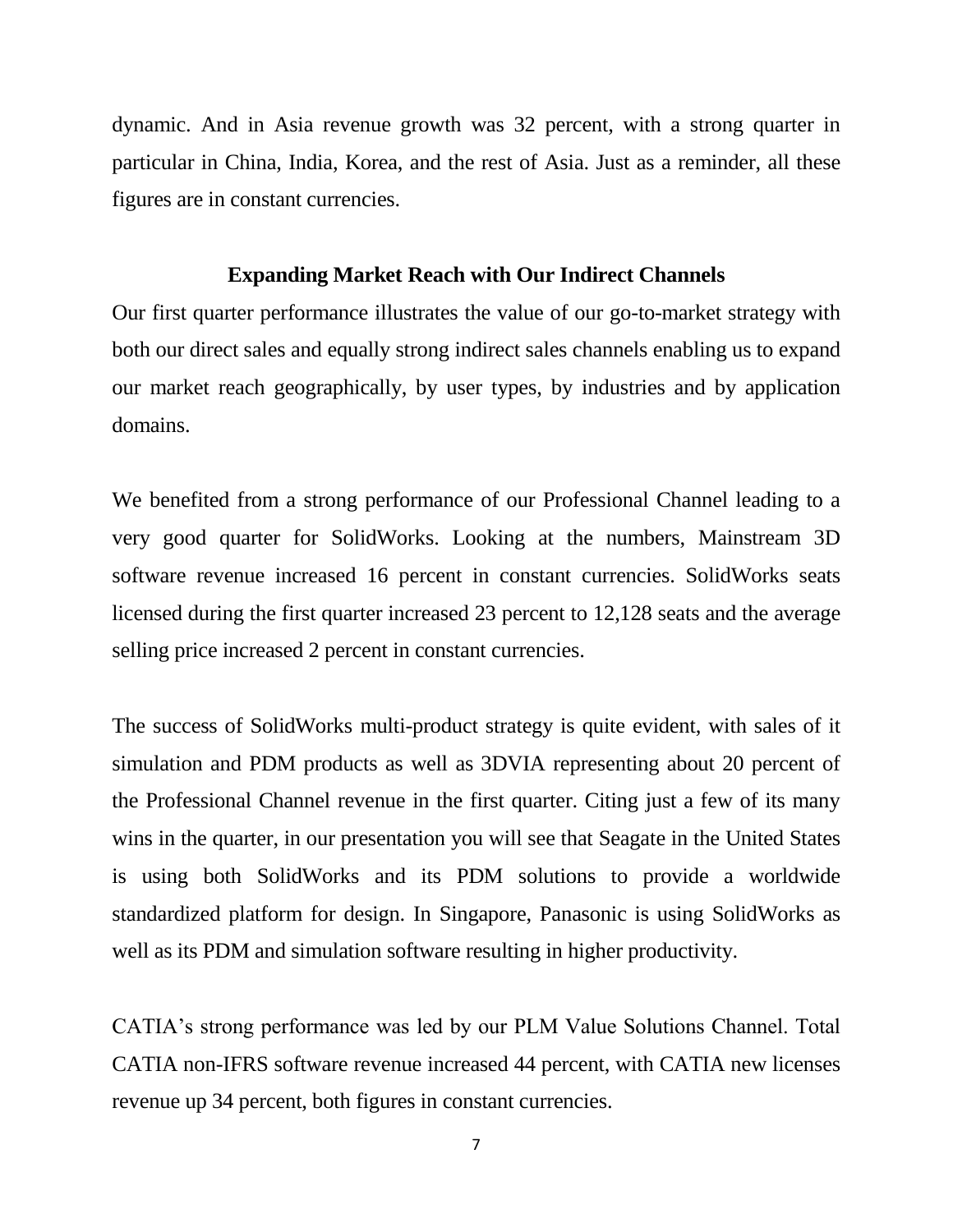dynamic. And in Asia revenue growth was 32 percent, with a strong quarter in particular in China, India, Korea, and the rest of Asia. Just as a reminder, all these figures are in constant currencies.

## Expanding Market Reach with Our Indirect Channels

Our first quarter performance illustrates the value of our go-to-market strategy with both our direct sales and equally strong indirect sales channels enabling us to expand our market reach geographically, by user types, by industries and by application domains.

We benefited from a strong performance of our Professional Channel leading to a very good quarter for SolidWorks. Looking at the numbers, Mainstream 3D software revenue increased 16 percent in constant currencies. SolidWorks seats licensed during the first quarter increased 23 percent to 12,128 seats and the average selling price increased 2 percent in constant currencies.

The success of SolidWorks multi-product strategy is quite evident, with sales of it simulation and PDM products as well as 3DVIA representing about 20 percent of the Professional Channel revenue in the first quarter. Citing just a few of its many wins in the quarter, in our presentation you will see that Seagate in the United States is using both SolidWorks and its PDM solutions to provide a worldwide standardized platform for design. In Singapore, Panasonic is using SolidWorks as well as its PDM and simulation software resulting in higher productivity.

CATIA's strong performance was led by our PLM Value Solutions Channel. Total CATIA non-IFRS software revenue increased 44 percent, with CATIA new licenses revenue up 34 percent, both figures in constant currencies.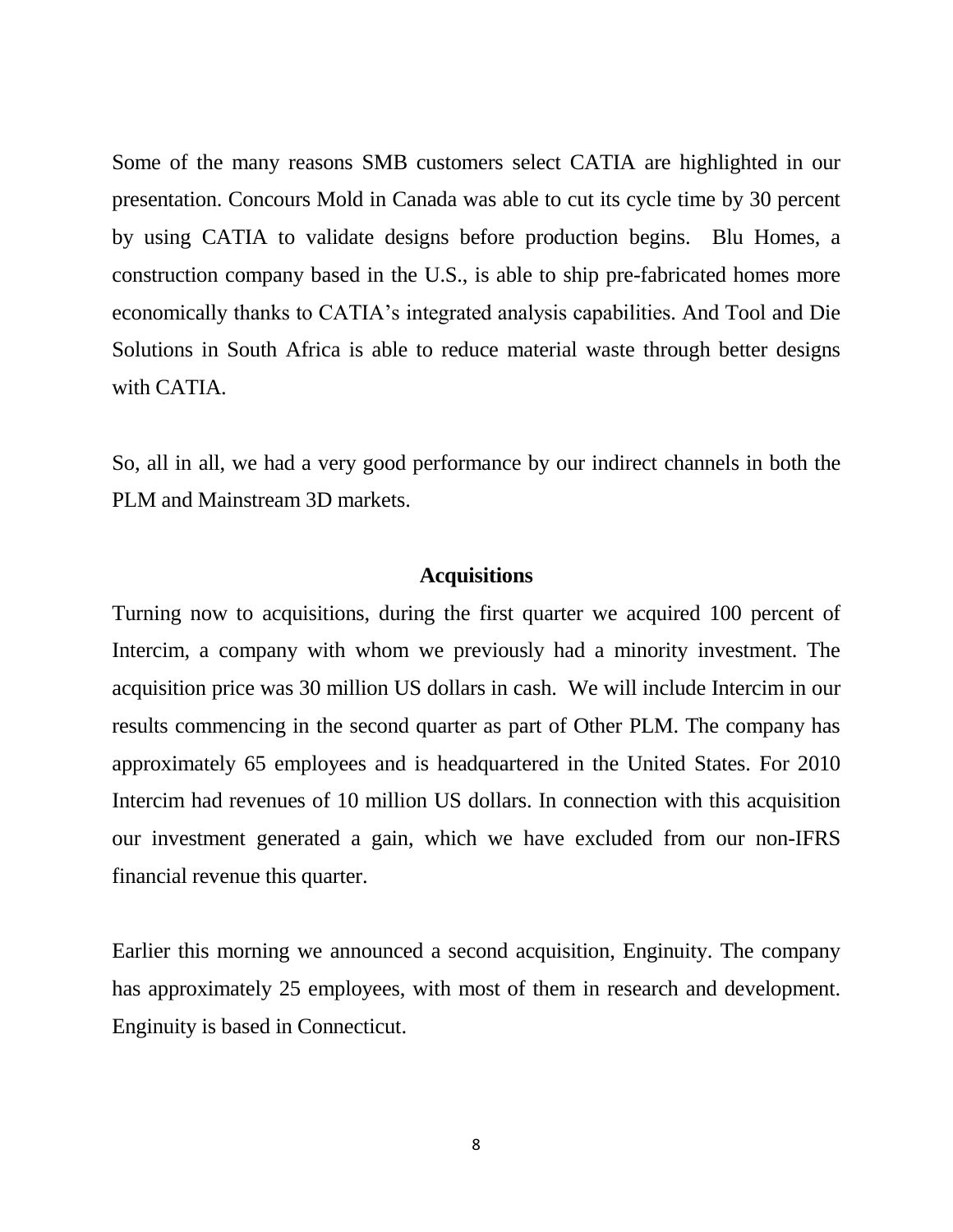Some of the many reasons SMB customers select CATIA are highlighted in our presentation. Concours Mold in Canada was able to cut its cycle time by 30 percent by using CATIA to validate designs before production begins. Blu Homes, a construction company based in the U.S., is able to ship pre-fabricated homes more economically thanks to CATIA's integrated analysis capabilities. And Tool and Die Solutions in South Africa is able to reduce material waste through better designs with CATIA.

So, all in all, we had a very good performance by our indirect channels in both the PLM and Mainstream 3D markets.

## Acquisitions

Turning now to acquisitions, during the first quarter we acquired 100 percent of Intercim, a company with whom we previously had a minority investment. The acquisition price was 30 million US dollars in cash. We will include Intercim in our results commencing in the second quarter as part of Other PLM. The company has approximately 65 employees and is headquartered in the United States. For 2010 Intercim had revenues of 10 million US dollars. In connection with this acquisition our investment generated a gain, which we have excluded from our non-IFRS financial revenue this quarter.

Earlier this morning we announced a second acquisition, Enginuity. The company has approximately 25 employees, with most of them in research and development. Enginuity is based in Connecticut.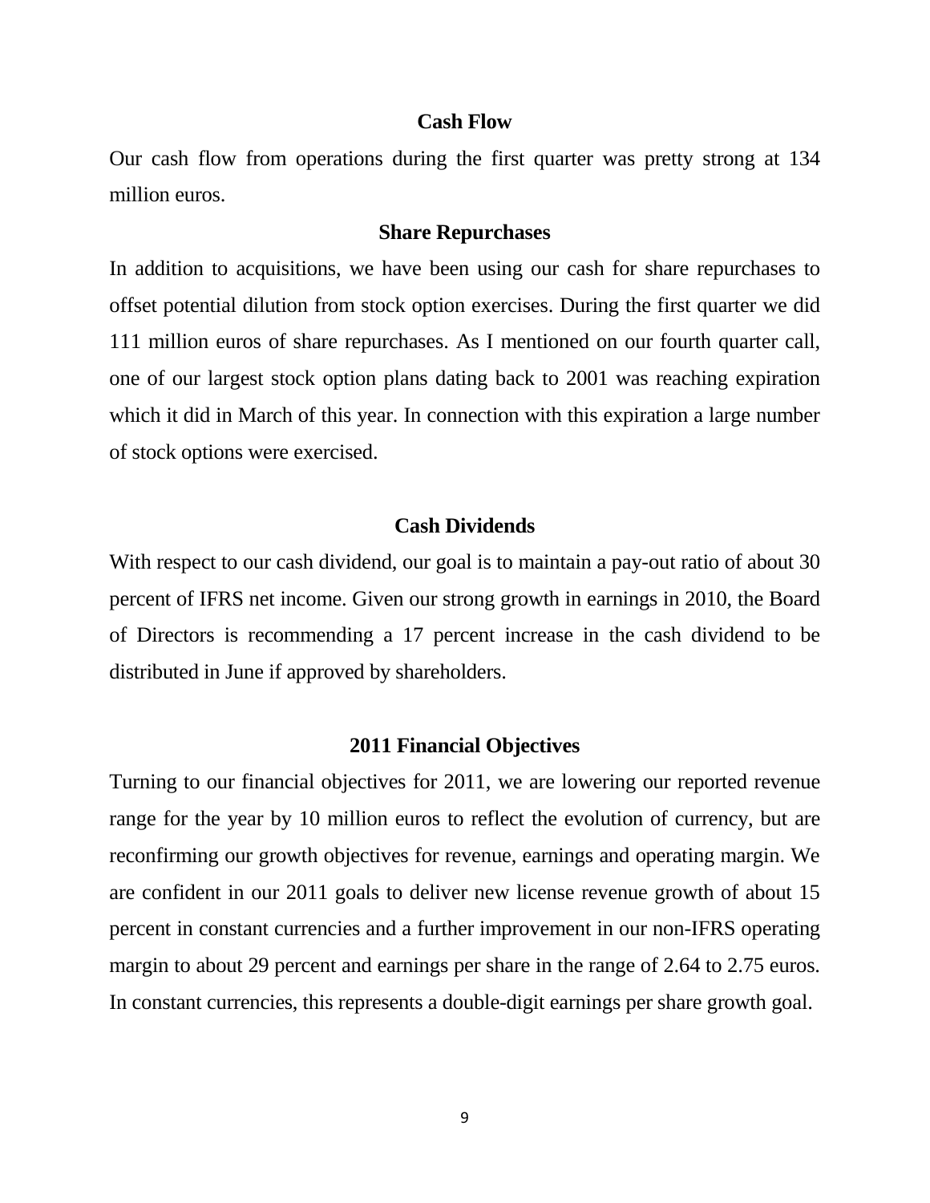## Cash Flow

Our cash flow from operations during the first quarter was pretty strong at 134 million euros.

## Share Repurchases

In addition to acquisitions, we have been using our cash for share repurchases to offset potential dilution from stock option exercises. During the first quarter we did 111 million euros of share repurchases. As I mentioned on our fourth quarter call, one of our largest stock option plans dating back to 2001 was reaching expiration which it did in March of this year. In connection with this expiration a large number of stock options were exercised.

## Cash Dividends

With respect to our cash dividend, our goal is to maintain a pay-out ratio of about 30 percent of IFRS net income. Given our strong growth in earnings in 2010, the Board of Directors is recommending a 17 percent increase in the cash dividend to be distributed in June if approved by shareholders.

## 2011 Financial Objectives

Turning to our financial objectives for 2011, we are lowering our reported revenue range for the year by 10 million euros to reflect the evolution of currency, but are reconfirming our growth objectives for revenue, earnings and operating margin. We are confident in our 2011 goals to deliver new license revenue growth of about 15 percent in constant currencies and a further improvement in our non-IFRS operating margin to about 29 percent and earnings per share in the range of 2.64 to 2.75 euros. In constant currencies, this represents a double-digit earnings per share growth goal.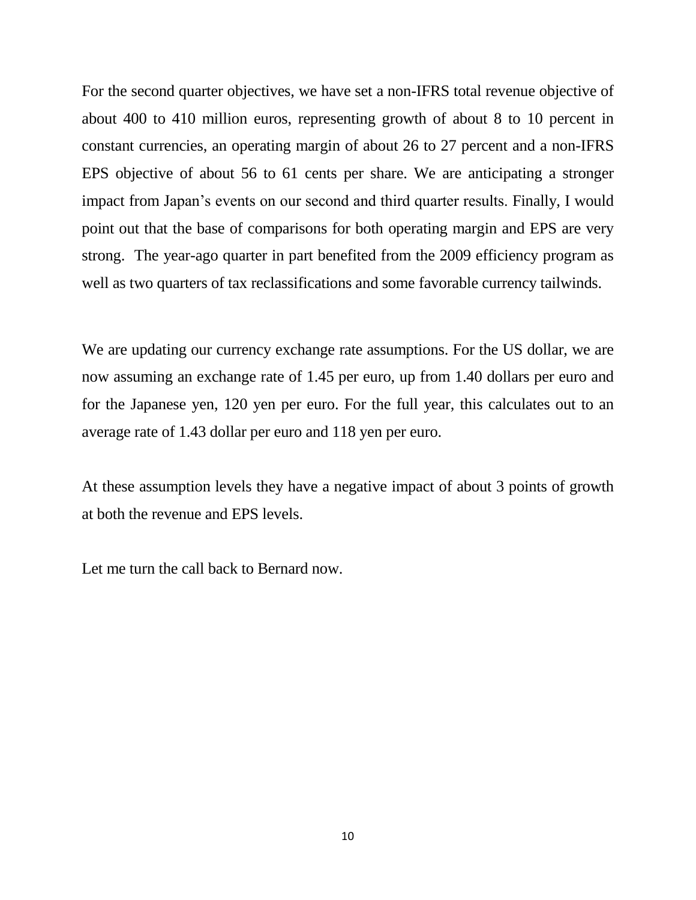For the second quarter objectives, we have set a non-IFRS total revenue objective of about 400 to 410 million euros, representing growth of about 8 to 10 percent in constant currencies, an operating margin of about 26 to 27 percent and a non-IFRS EPS objective of about 56 to 61 cents per share. We are anticipating a stronger impact from Japan's events on our second and third quarter results. Finally, I would point out that the base of comparisons for both operating margin and EPS are very strong. The year-ago quarter in part benefited from the 2009 efficiency program as well as two quarters of tax reclassifications and some favorable currency tailwinds.

We are updating our currency exchange rate assumptions. For the US dollar, we are now assuming an exchange rate of 1.45 per euro, up from 1.40 dollars per euro and for the Japanese yen, 120 yen per euro. For the full year, this calculates out to an average rate of 1.43 dollar per euro and 118 yen per euro.

At these assumption levels they have a negative impact of about 3 points of growth at both the revenue and EPS levels.

Let me turn the call back to Bernard now.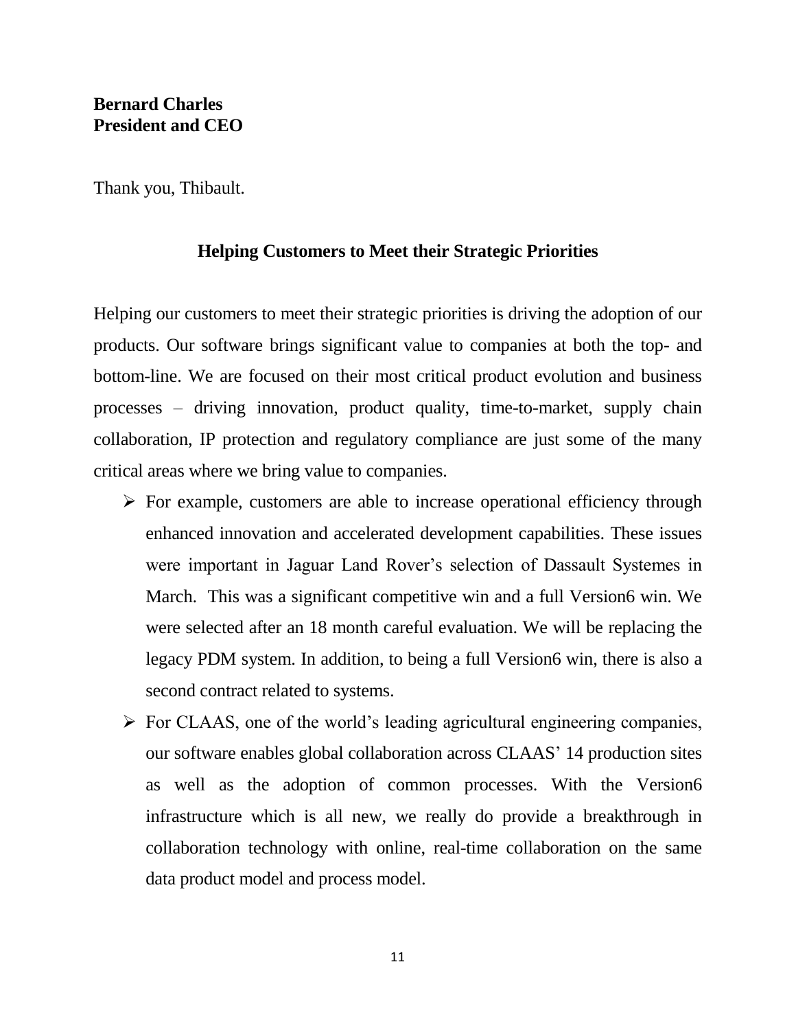**Bernard Charles**
**President and CEO**

Thank you, Thibault.

## Helping Customers to Meet their Strategic Priorities

Helping our customers to meet their strategic priorities is driving the adoption of our products. Our software brings significant value to companies at both the top- and bottom-line. We are focused on their most critical product evolution and business processes – driving innovation, product quality, time-to-market, supply chain collaboration, IP protection and regulatory compliance are just some of the many critical areas where we bring value to companies.

- For example, customers are able to increase operational efficiency through enhanced innovation and accelerated development capabilities. These issues were important in Jaguar Land Rover's selection of Dassault Systemes in March. This was a significant competitive win and a full Version6 win. We were selected after an 18 month careful evaluation. We will be replacing the legacy PDM system. In addition, to being a full Version6 win, there is also a second contract related to systems.
- For CLAAS, one of the world's leading agricultural engineering companies, our software enables global collaboration across CLAAS' 14 production sites as well as the adoption of common processes. With the Version6 infrastructure which is all new, we really do provide a breakthrough in collaboration technology with online, real-time collaboration on the same data product model and process model.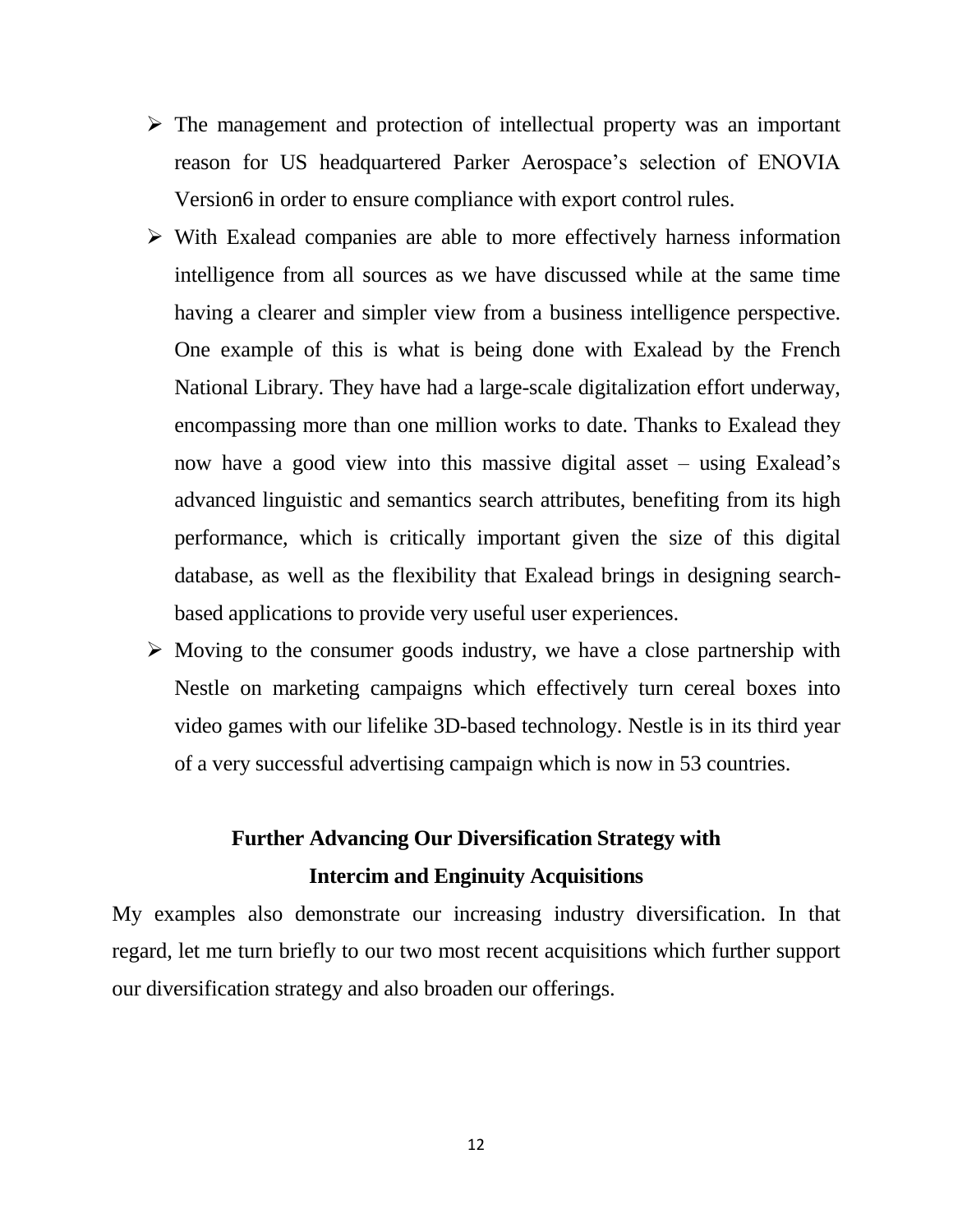- The management and protection of intellectual property was an important reason for US headquartered Parker Aerospace's selection of ENOVIA Version6 in order to ensure compliance with export control rules.
- With Exalead companies are able to more effectively harness information intelligence from all sources as we have discussed while at the same time having a clearer and simpler view from a business intelligence perspective. One example of this is what is being done with Exalead by the French National Library. They have had a large-scale digitalization effort underway, encompassing more than one million works to date. Thanks to Exalead they now have a good view into this massive digital asset – using Exalead's advanced linguistic and semantics search attributes, benefiting from its high performance, which is critically important given the size of this digital database, as well as the flexibility that Exalead brings in designing search-based applications to provide very useful user experiences.
- Moving to the consumer goods industry, we have a close partnership with Nestle on marketing campaigns which effectively turn cereal boxes into video games with our lifelike 3D-based technology. Nestle is in its third year of a very successful advertising campaign which is now in 53 countries.

## Further Advancing Our Diversification Strategy with Intercim and Enginuity Acquisitions

My examples also demonstrate our increasing industry diversification. In that regard, let me turn briefly to our two most recent acquisitions which further support our diversification strategy and also broaden our offerings.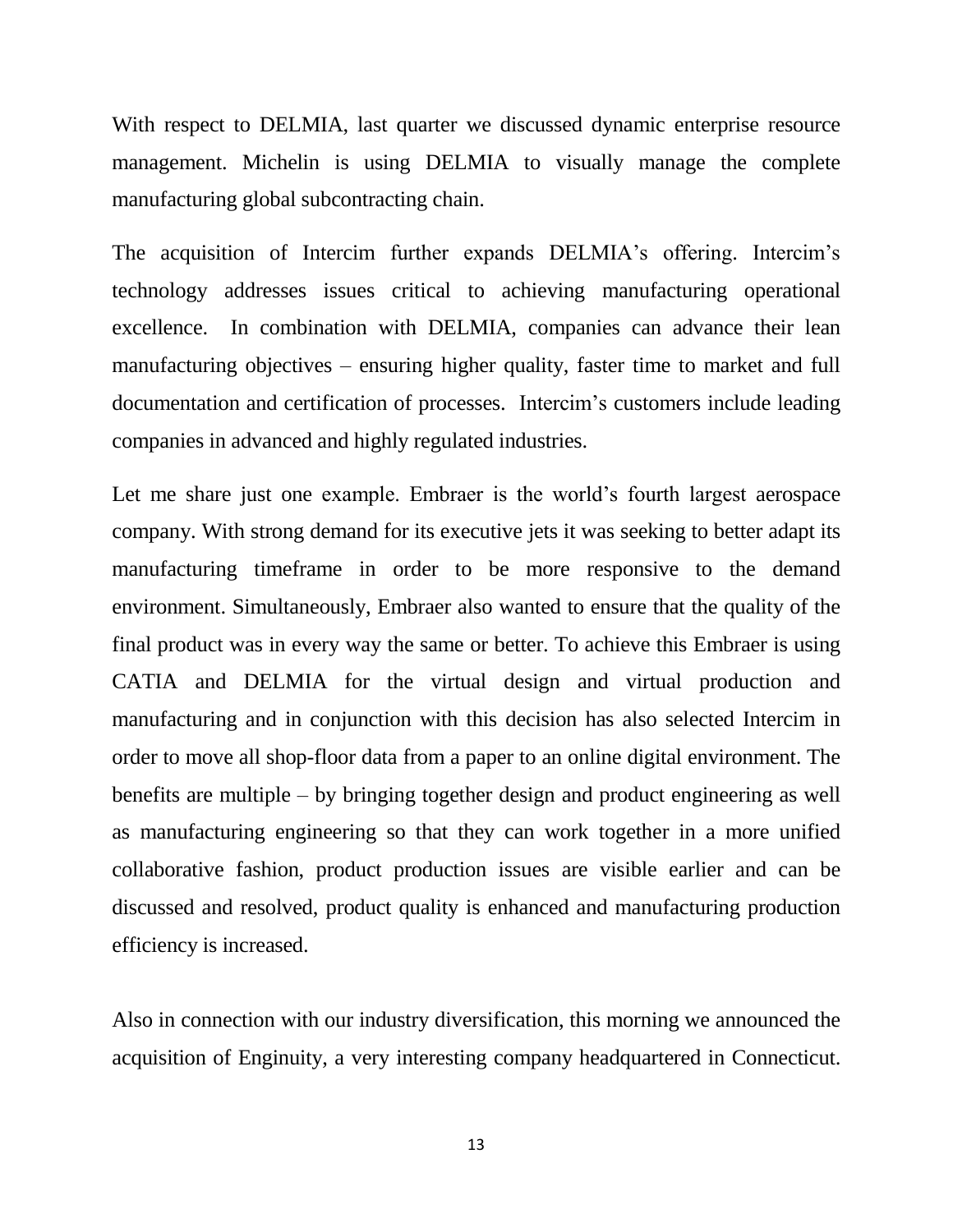With respect to DELMIA, last quarter we discussed dynamic enterprise resource management. Michelin is using DELMIA to visually manage the complete manufacturing global subcontracting chain.

The acquisition of Intercim further expands DELMIA's offering. Intercim's technology addresses issues critical to achieving manufacturing operational excellence. In combination with DELMIA, companies can advance their lean manufacturing objectives – ensuring higher quality, faster time to market and full documentation and certification of processes. Intercim's customers include leading companies in advanced and highly regulated industries.

Let me share just one example. Embraer is the world's fourth largest aerospace company. With strong demand for its executive jets it was seeking to better adapt its manufacturing timeframe in order to be more responsive to the demand environment. Simultaneously, Embraer also wanted to ensure that the quality of the final product was in every way the same or better. To achieve this Embraer is using CATIA and DELMIA for the virtual design and virtual production and manufacturing and in conjunction with this decision has also selected Intercim in order to move all shop-floor data from a paper to an online digital environment. The benefits are multiple – by bringing together design and product engineering as well as manufacturing engineering so that they can work together in a more unified collaborative fashion, product production issues are visible earlier and can be discussed and resolved, product quality is enhanced and manufacturing production efficiency is increased.

Also in connection with our industry diversification, this morning we announced the acquisition of Enginuity, a very interesting company headquartered in Connecticut.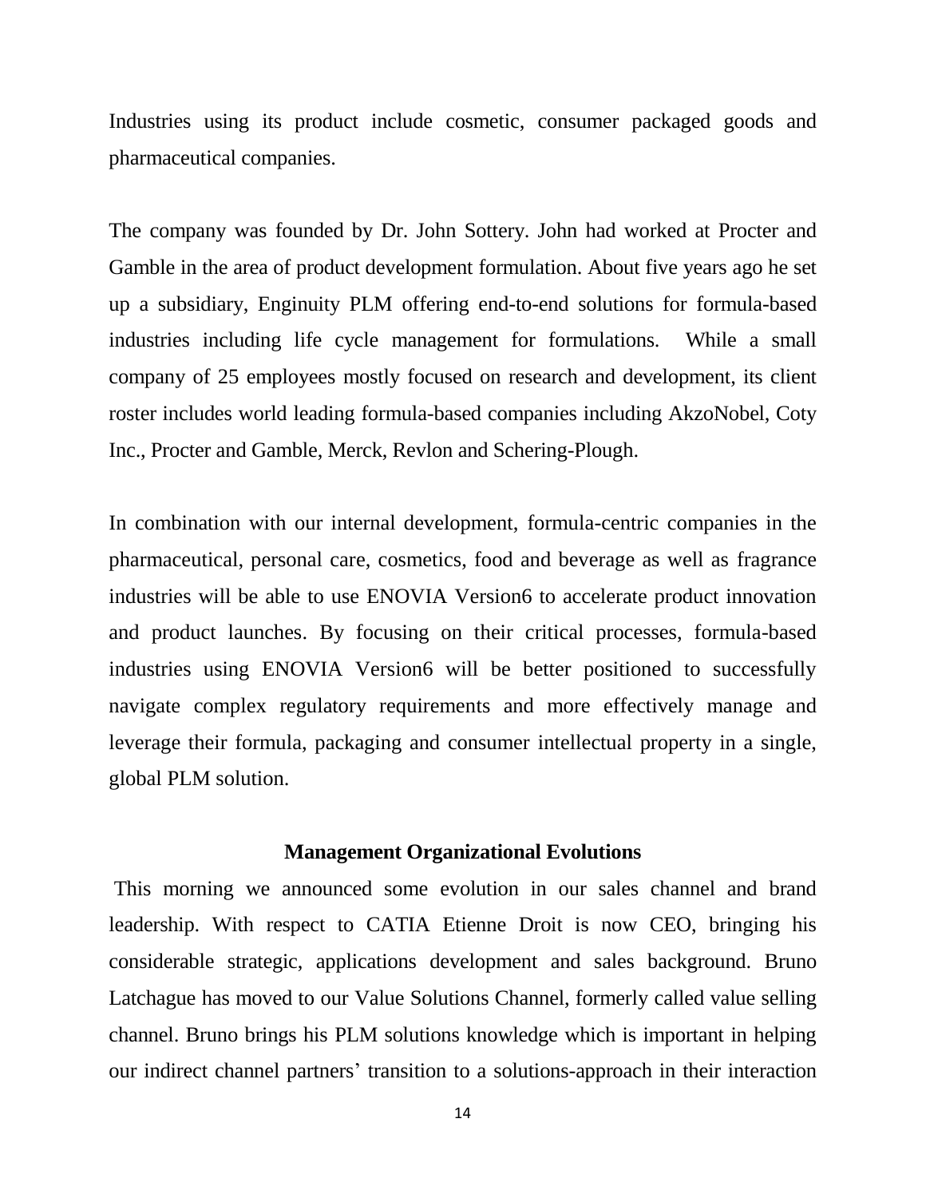Industries using its product include cosmetic, consumer packaged goods and pharmaceutical companies.

The company was founded by Dr. John Sottery. John had worked at Procter and Gamble in the area of product development formulation. About five years ago he set up a subsidiary, Enginuity PLM offering end-to-end solutions for formula-based industries including life cycle management for formulations. While a small company of 25 employees mostly focused on research and development, its client roster includes world leading formula-based companies including AkzoNobel, Coty Inc., Procter and Gamble, Merck, Revlon and Schering-Plough.

In combination with our internal development, formula-centric companies in the pharmaceutical, personal care, cosmetics, food and beverage as well as fragrance industries will be able to use ENOVIA Version6 to accelerate product innovation and product launches. By focusing on their critical processes, formula-based industries using ENOVIA Version6 will be better positioned to successfully navigate complex regulatory requirements and more effectively manage and leverage their formula, packaging and consumer intellectual property in a single, global PLM solution.

## Management Organizational Evolutions

This morning we announced some evolution in our sales channel and brand leadership. With respect to CATIA Etienne Droit is now CEO, bringing his considerable strategic, applications development and sales background. Bruno Latchague has moved to our Value Solutions Channel, formerly called value selling channel. Bruno brings his PLM solutions knowledge which is important in helping our indirect channel partners' transition to a solutions-approach in their interaction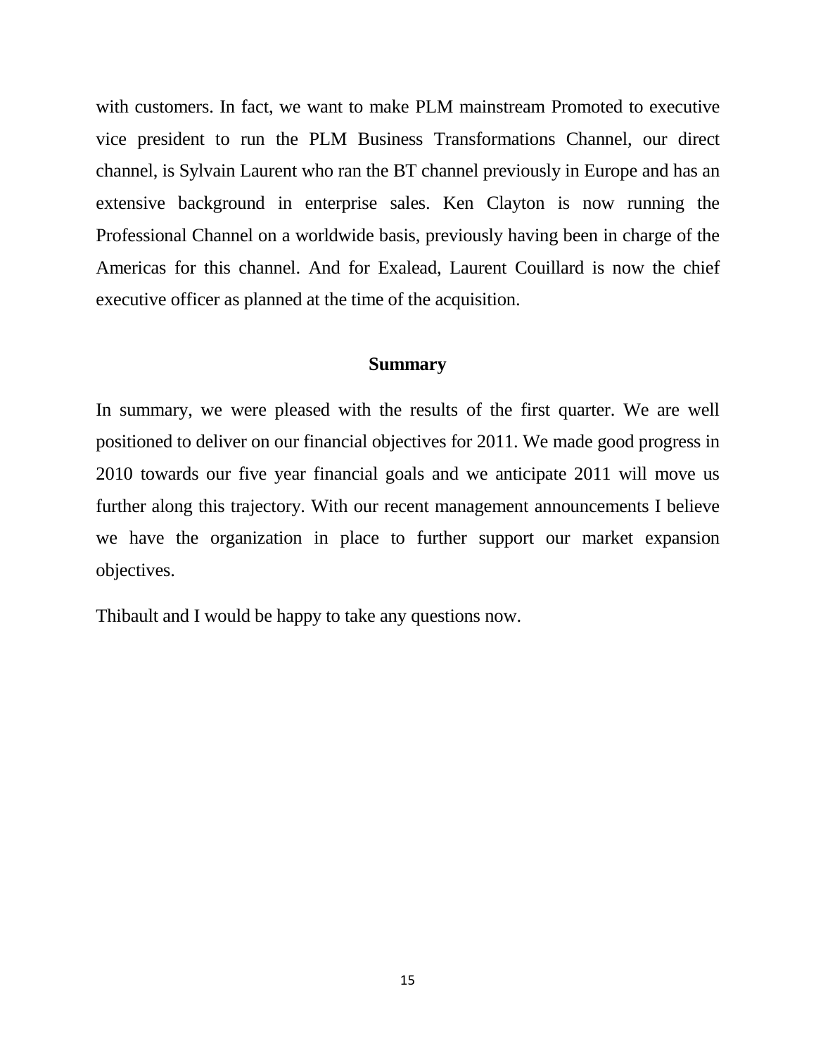with customers. In fact, we want to make PLM mainstream Promoted to executive vice president to run the PLM Business Transformations Channel, our direct channel, is Sylvain Laurent who ran the BT channel previously in Europe and has an extensive background in enterprise sales. Ken Clayton is now running the Professional Channel on a worldwide basis, previously having been in charge of the Americas for this channel. And for Exalead, Laurent Couillard is now the chief executive officer as planned at the time of the acquisition.

## Summary

In summary, we were pleased with the results of the first quarter. We are well positioned to deliver on our financial objectives for 2011. We made good progress in 2010 towards our five year financial goals and we anticipate 2011 will move us further along this trajectory. With our recent management announcements I believe we have the organization in place to further support our market expansion objectives.

Thibault and I would be happy to take any questions now.